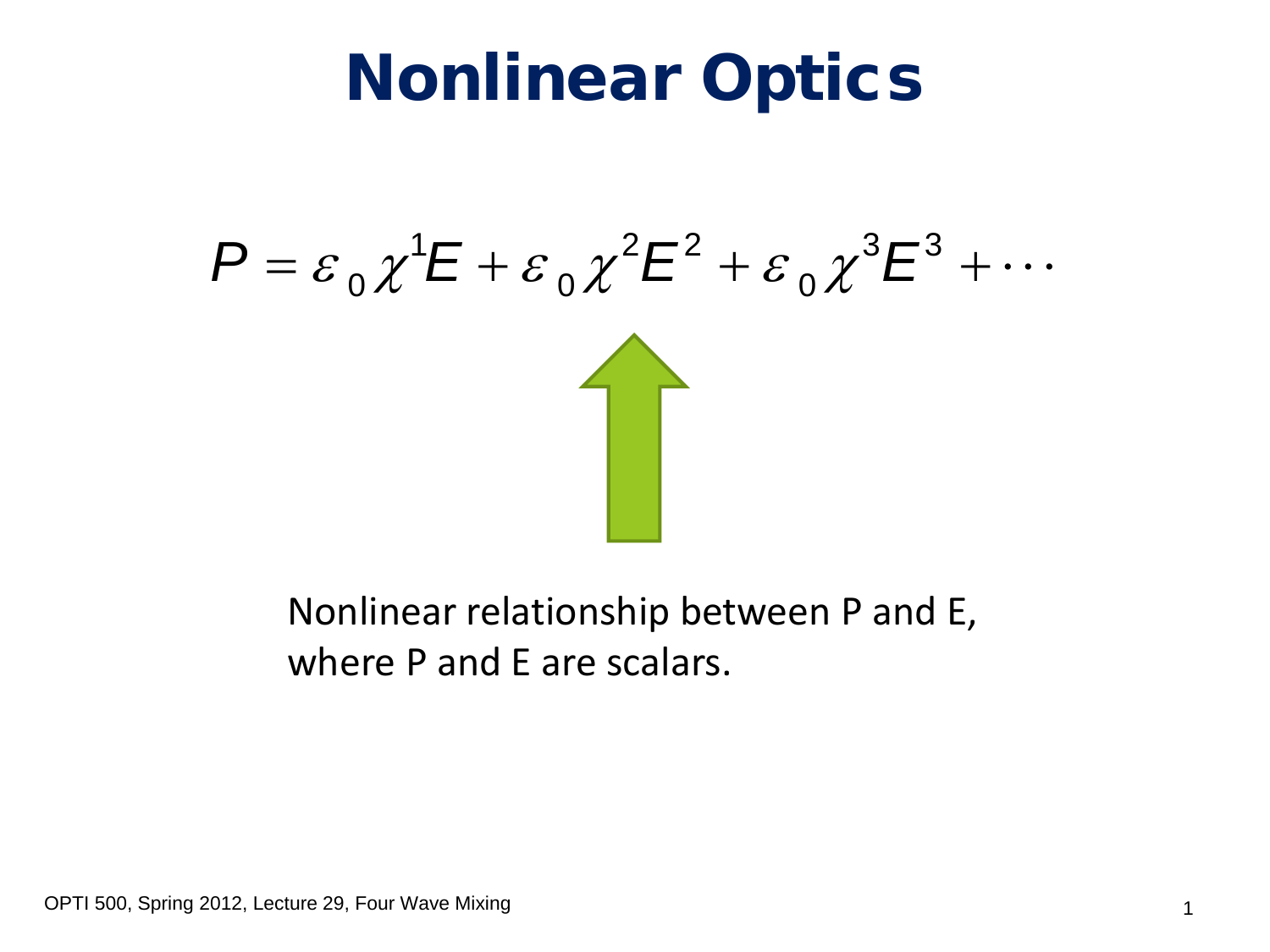# Nonlinear Optics

$$P = \varepsilon_0 \chi^1 E + \varepsilon_0 \chi^2 E^2 + \varepsilon_0 \chi^3 E^3 + \cdots$$

Nonlinear relationship between P and E, where P and E are scalars.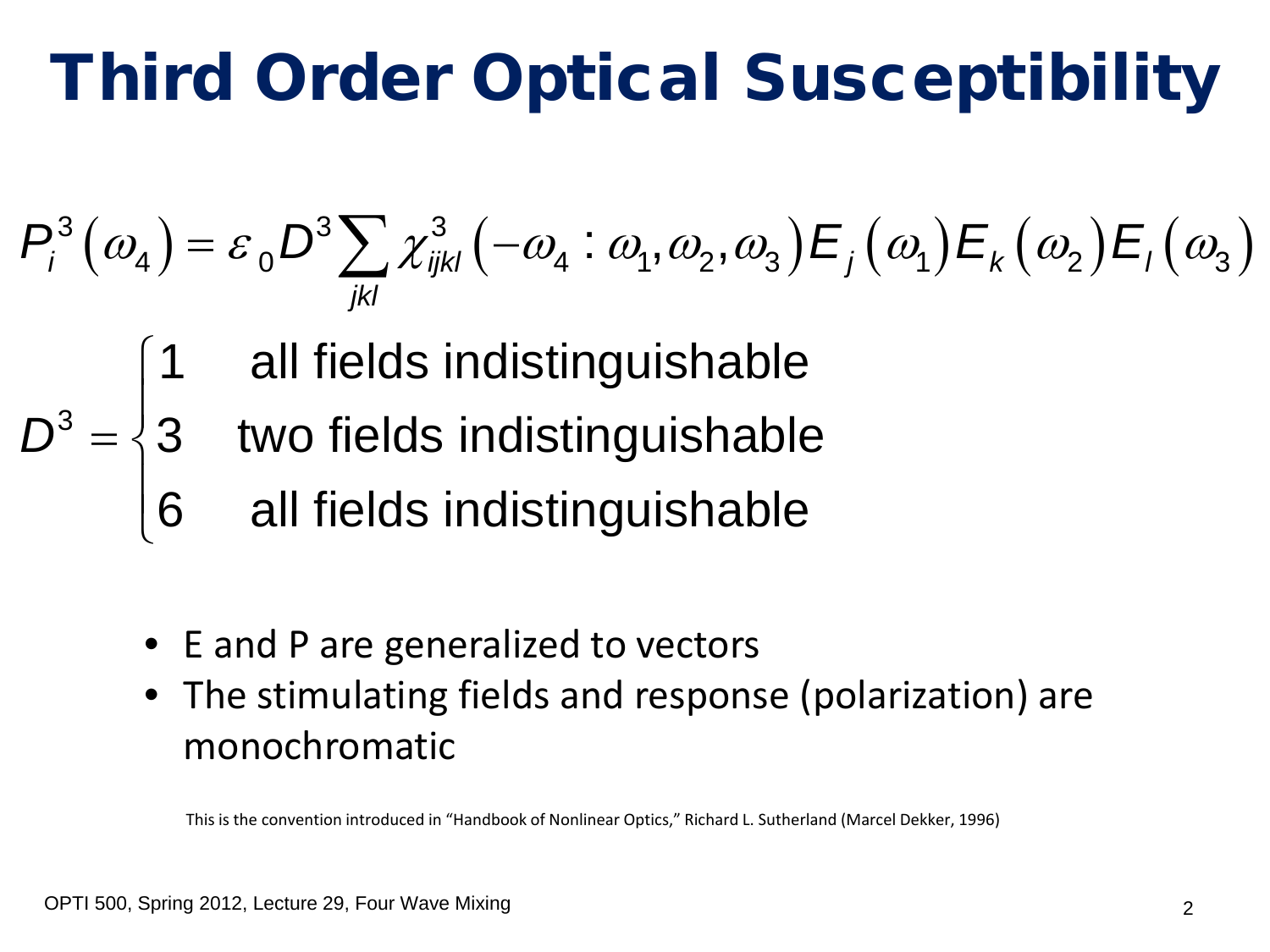# Third Order Optical Susceptibility

$$P_i^3\left(\omega_4\right) = \varepsilon_0 D^3 \sum_{jkl} \chi_{ijkl}^3\left(-\omega_4 : \omega_1, \omega_2, \omega_3\right) E_j\left(\omega_1\right) E_k\left(\omega_2\right) E_l\left(\omega_3\right)$$

$$D^3 = \begin{cases} 1 & \text{all fields indistinguishable} \\ 3 & \text{two fields indistinguishable} \\ 6 & \text{all fields indistinguishable} \end{cases}$$

- E and P are generalized to vectors
- The stimulating fields and response (polarization) are monochromatic

This is the convention introduced in "Handbook of Nonlinear Optics," Richard L. Sutherland (Marcel Dekker, 1996)

OPTI 500, Spring 2012, Lecture 29, Four Wave Mixing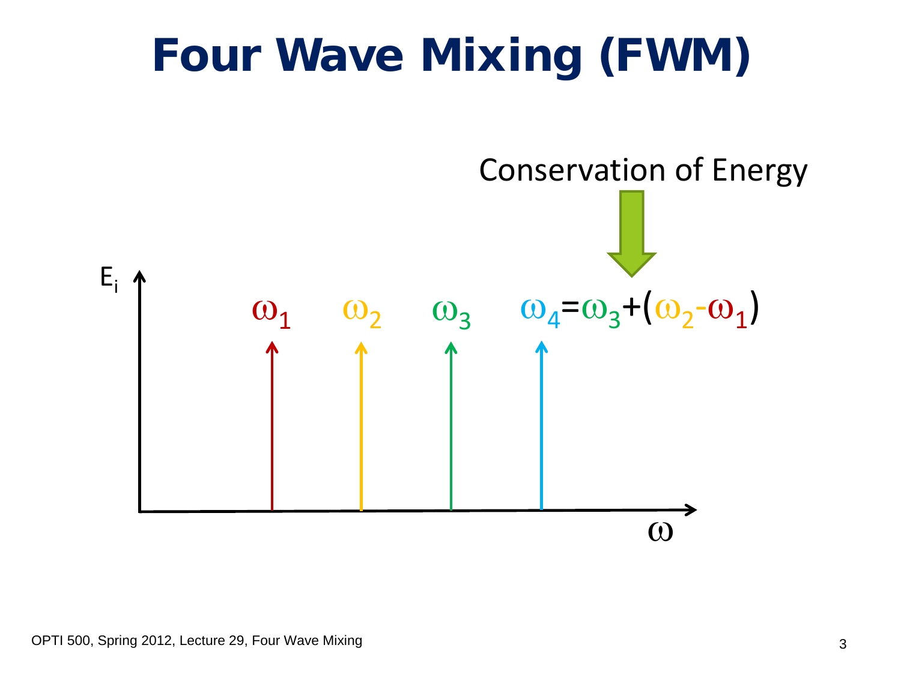# Four Wave Mixing (FWM)

Conservation of Energy

$E_i$

$\omega_1$ $\omega_2$ $\omega_3$ $\omega_4 = \omega_3 + (\omega_2 - \omega_1)$

$\omega$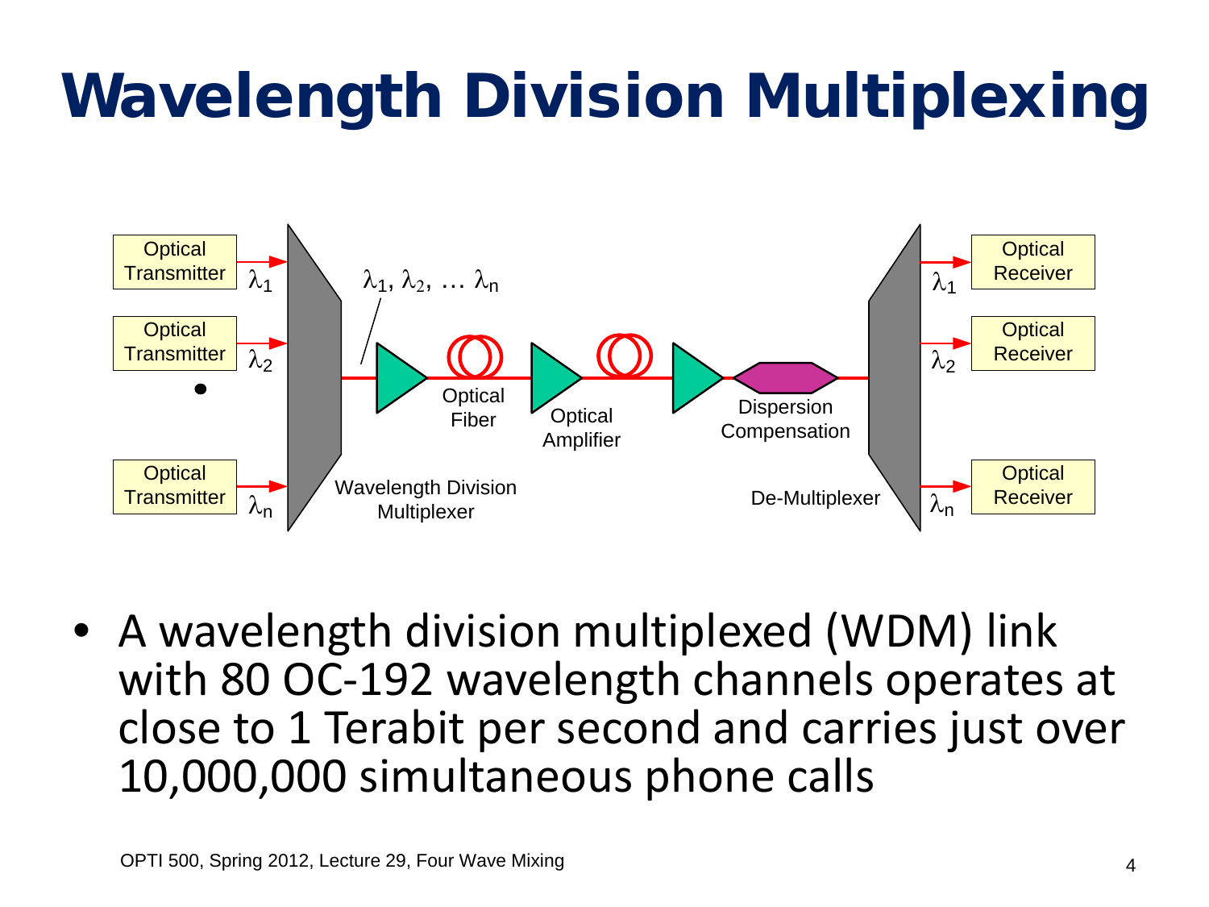# Wavelength Division Multiplexing

- A wavelength division multiplexed (WDM) link with 80 OC-192 wavelength channels operates at close to 1 Terabit per second and carries just over 10,000,000 simultaneous phone calls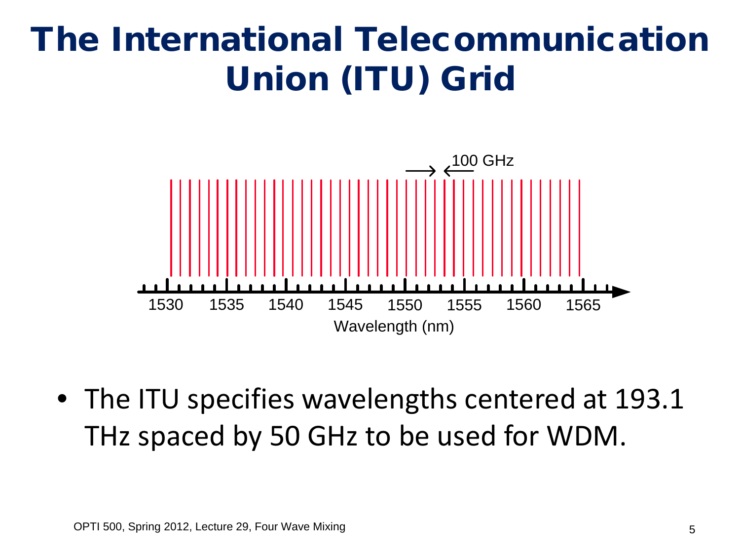# The International Telecommunication Union (ITU) Grid

100 GHz

1530 1535 1540 1545 1550 1555 1560 1565

Wavelength (nm)

- The ITU specifies wavelengths centered at 193.1 THz spaced by 50 GHz to be used for WDM.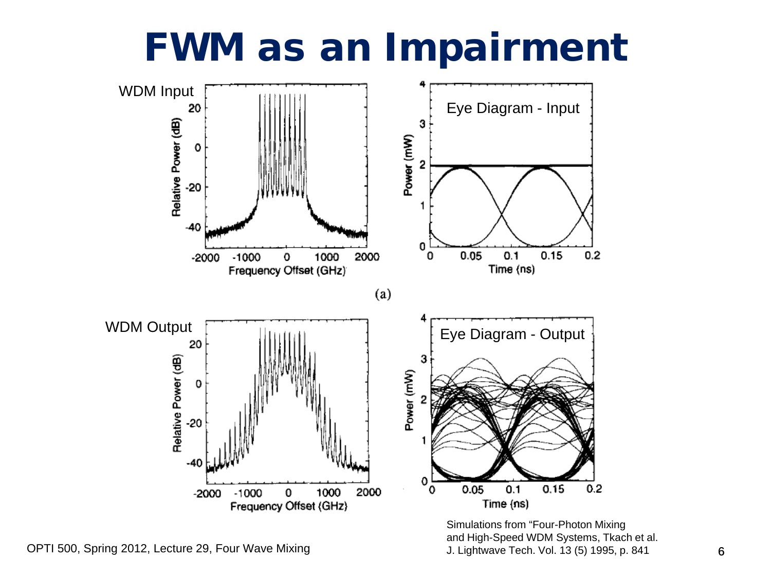# FWM as an Impairment

WDM Input

Eye Diagram - Input

(a)

WDM Output

Eye Diagram - Output

Simulations from "Four-Photon Mixing and High-Speed WDM Systems, Tkach et al. J. Lightwave Tech. Vol. 13 (5) 1995, p. 841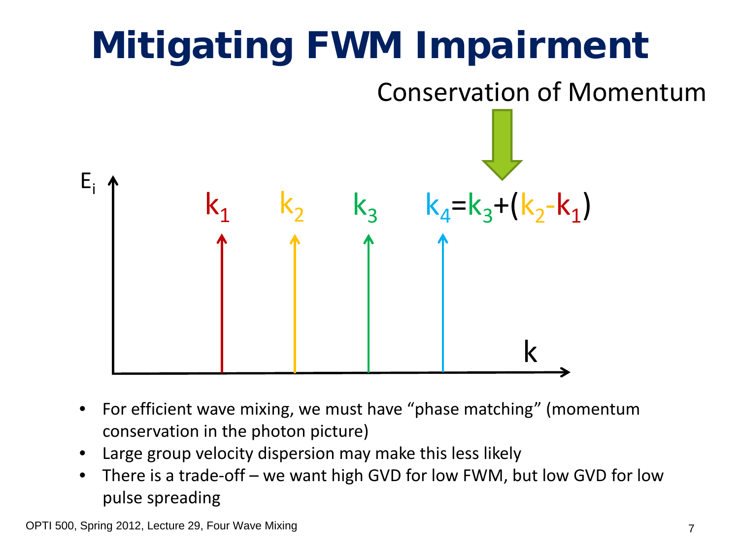# Mitigating FWM Impairment

Conservation of Momentum

$E_i$

$k_1$ $k_2$ $k_3$ $k_4 = k_3 + (k_2 - k_1)$

$k$

- For efficient wave mixing, we must have “phase matching” (momentum conservation in the photon picture)
- Large group velocity dispersion may make this less likely
- There is a trade-off – we want high GVD for low FWM, but low GVD for low pulse spreading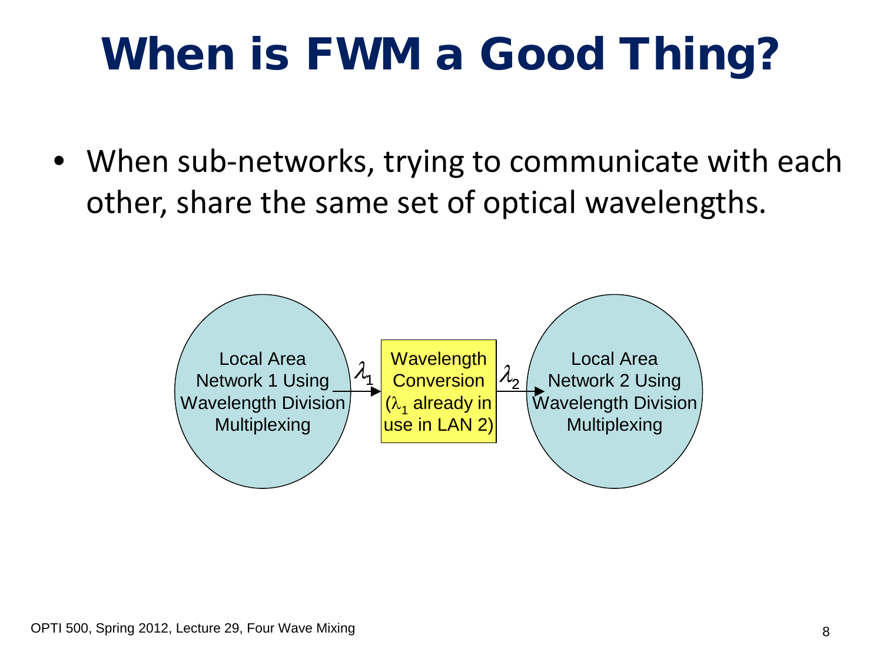# When is FWM a Good Thing?

- When sub-networks, trying to communicate with each other, share the same set of optical wavelengths.

Local Area Network 1 Using Wavelength Division Multiplexing → $\lambda_1$ → Wavelength Conversion ($\lambda_1$ already in use in LAN 2) → $\lambda_2$ → Local Area Network 2 Using Wavelength Division Multiplexing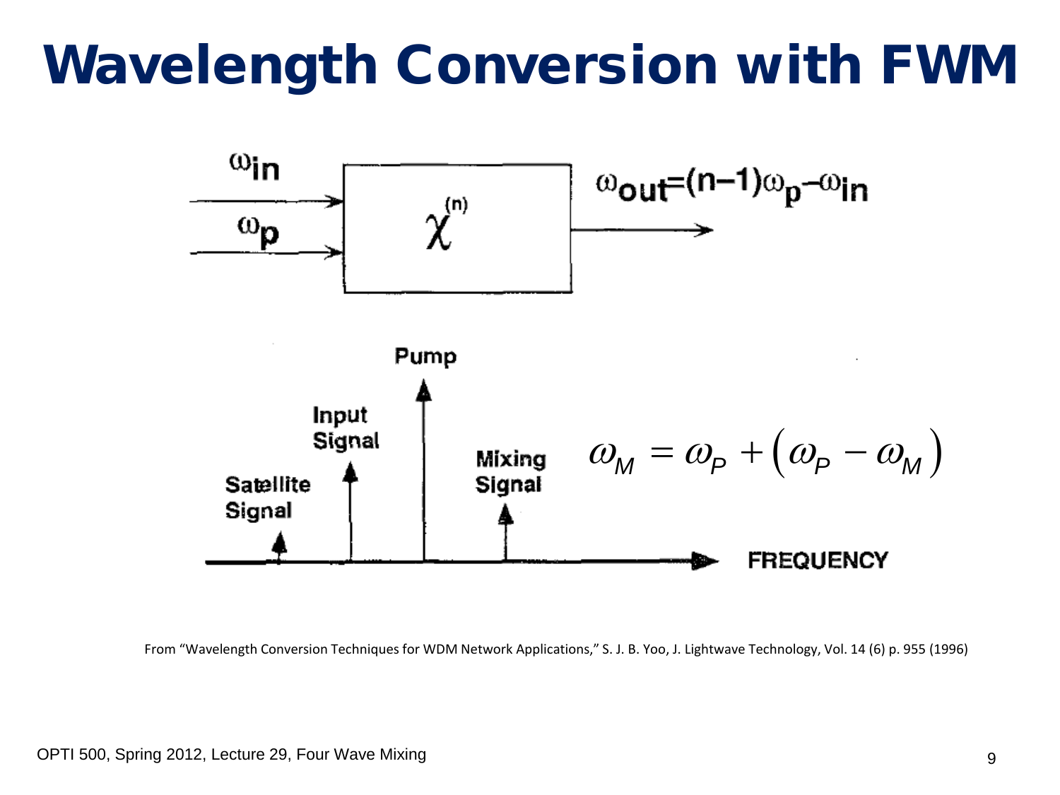# Wavelength Conversion with FWM

$\omega_{in}$

$\omega_p$

$\chi^{(n)}$

$\omega_{out} = (n-1)\omega_p - \omega_{in}$

Pump

Input Signal

Satellite Signal

Mixing Signal

FREQUENCY

$$\omega_M = \omega_P + \left(\omega_P - \omega_M\right)$$

From "Wavelength Conversion Techniques for WDM Network Applications," S. J. B. Yoo, J. Lightwave Technology, Vol. 14 (6) p. 955 (1996)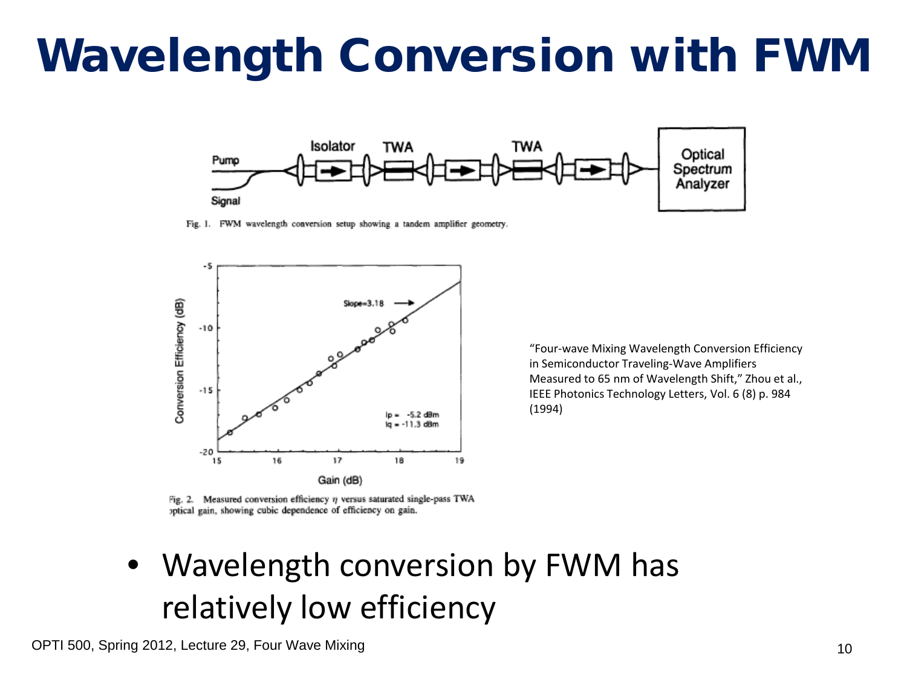# Wavelength Conversion with FWM

Pump

Signal

Isolator

TWA

TWA

Optical Spectrum Analyzer

Fig. 1. FWM wavelength conversion setup showing a tandem amplifier geometry.

Conversion Efficiency (dB)

-5

-10

-15

-20

15

16

17

18

19

Gain (dB)

Slope=3.18

Ip = -5.2 dBm

Iq = -11.3 dBm

Fig. 2. Measured conversion efficiency $\eta$ versus saturated single-pass TWA optical gain, showing cubic dependence of efficiency on gain.

"Four-wave Mixing Wavelength Conversion Efficiency in Semiconductor Traveling-Wave Amplifiers Measured to 65 nm of Wavelength Shift," Zhou et al., IEEE Photonics Technology Letters, Vol. 6 (8) p. 984 (1994)

- Wavelength conversion by FWM has relatively low efficiency